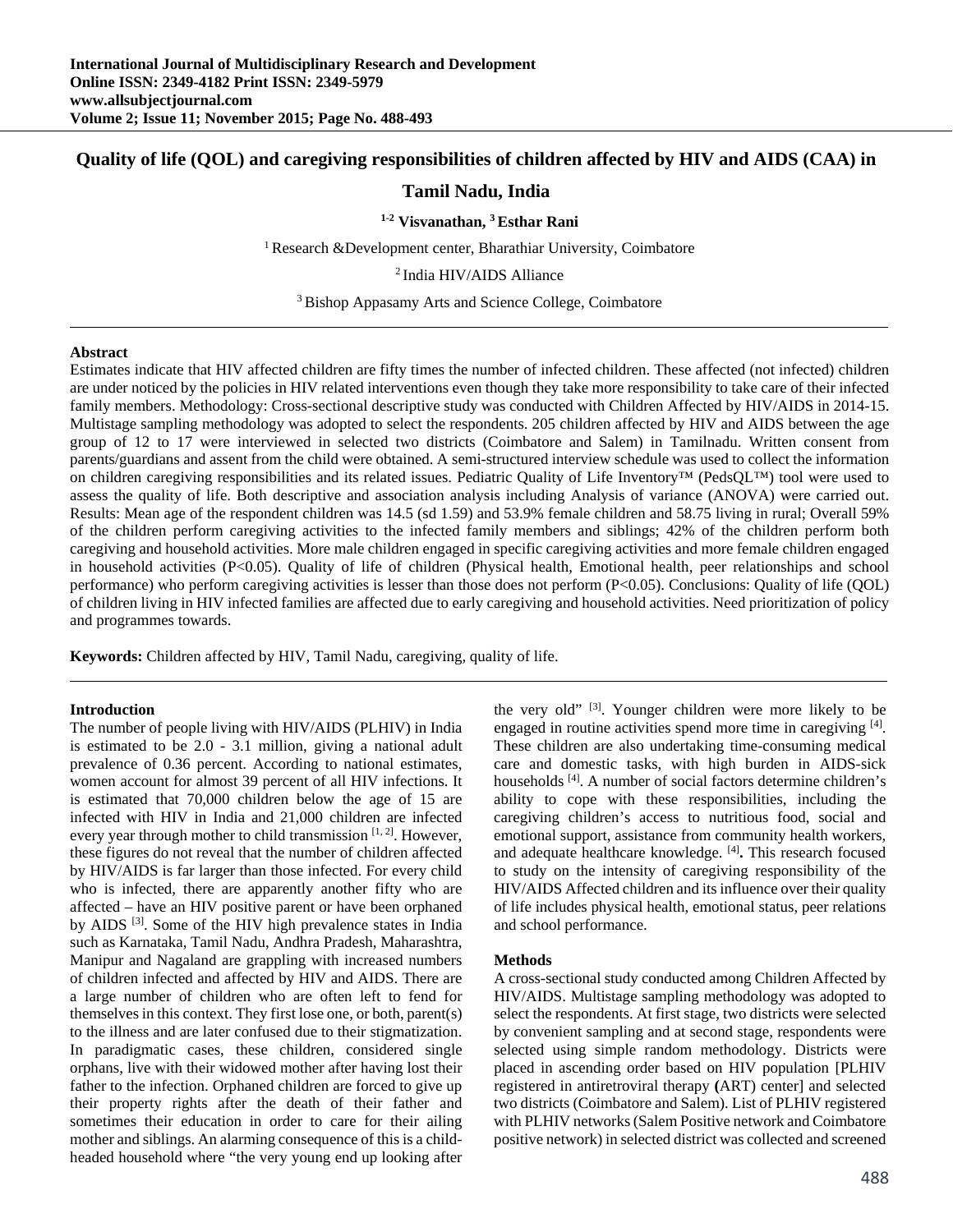# Quality of life (QOL) and caregiving responsibilities of children affected by HIV and AIDS (CAA) in Tamil Nadu, India

**[1-2] Visvanathan, [3] Esthar Rani**

[1] Research &Development center, Bharathiar University, Coimbatore

[2] India HIV/AIDS Alliance

[3] Bishop Appasamy Arts and Science College, Coimbatore

---

## Abstract

Estimates indicate that HIV affected children are fifty times the number of infected children. These affected (not infected) children are under noticed by the policies in HIV related interventions even though they take more responsibility to take care of their infected family members. Methodology: Cross-sectional descriptive study was conducted with Children Affected by HIV/AIDS in 2014-15. Multistage sampling methodology was adopted to select the respondents. 205 children affected by HIV and AIDS between the age group of 12 to 17 were interviewed in selected two districts (Coimbatore and Salem) in Tamilnadu. Written consent from parents/guardians and assent from the child were obtained. A semi-structured interview schedule was used to collect the information on children caregiving responsibilities and its related issues. Pediatric Quality of Life Inventory™ (PedsQL™) tool were used to assess the quality of life. Both descriptive and association analysis including Analysis of variance (ANOVA) were carried out. Results: Mean age of the respondent children was 14.5 (sd 1.59) and 53.9% female children and 58.75 living in rural; Overall 59% of the children perform caregiving activities to the infected family members and siblings; 42% of the children perform both caregiving and household activities. More male children engaged in specific caregiving activities and more female children engaged in household activities ($P<0.05$). Quality of life of children (Physical health, Emotional health, peer relationships and school performance) who perform caregiving activities is lesser than those does not perform ($P<0.05$). Conclusions: Quality of life (QOL) of children living in HIV infected families are affected due to early caregiving and household activities. Need prioritization of policy and programmes towards.

**Keywords:** Children affected by HIV, Tamil Nadu, caregiving, quality of life.

---

## Introduction

The number of people living with HIV/AIDS (PLHIV) in India is estimated to be 2.0 - 3.1 million, giving a national adult prevalence of 0.36 percent. According to national estimates, women account for almost 39 percent of all HIV infections. It is estimated that 70,000 children below the age of 15 are infected with HIV in India and 21,000 children are infected every year through mother to child transmission [1, 2]. However, these figures do not reveal that the number of children affected by HIV/AIDS is far larger than those infected. For every child who is infected, there are apparently another fifty who are affected – have an HIV positive parent or have been orphaned by AIDS [3]. Some of the HIV high prevalence states in India such as Karnataka, Tamil Nadu, Andhra Pradesh, Maharashtra, Manipur and Nagaland are grappling with increased numbers of children infected and affected by HIV and AIDS. There are a large number of children who are often left to fend for themselves in this context. They first lose one, or both, parent(s) to the illness and are later confused due to their stigmatization. In paradigmatic cases, these children, considered single orphans, live with their widowed mother after having lost their father to the infection. Orphaned children are forced to give up their property rights after the death of their father and sometimes their education in order to care for their ailing mother and siblings. An alarming consequence of this is a child-headed household where "the very young end up looking after the very old" [3]. Younger children were more likely to be engaged in routine activities spend more time in caregiving [4]. These children are also undertaking time-consuming medical care and domestic tasks, with high burden in AIDS-sick households [4]. A number of social factors determine children's ability to cope with these responsibilities, including the caregiving children's access to nutritious food, social and emotional support, assistance from community health workers, and adequate healthcare knowledge. [4]**.** This research focused to study on the intensity of caregiving responsibility of the HIV/AIDS Affected children and its influence over their quality of life includes physical health, emotional status, peer relations and school performance.

## Methods

A cross-sectional study conducted among Children Affected by HIV/AIDS. Multistage sampling methodology was adopted to select the respondents. At first stage, two districts were selected by convenient sampling and at second stage, respondents were selected using simple random methodology. Districts were placed in ascending order based on HIV population [PLHIV registered in antiretroviral therapy **(**ART) center] and selected two districts (Coimbatore and Salem). List of PLHIV registered with PLHIV networks (Salem Positive network and Coimbatore positive network) in selected district was collected and screened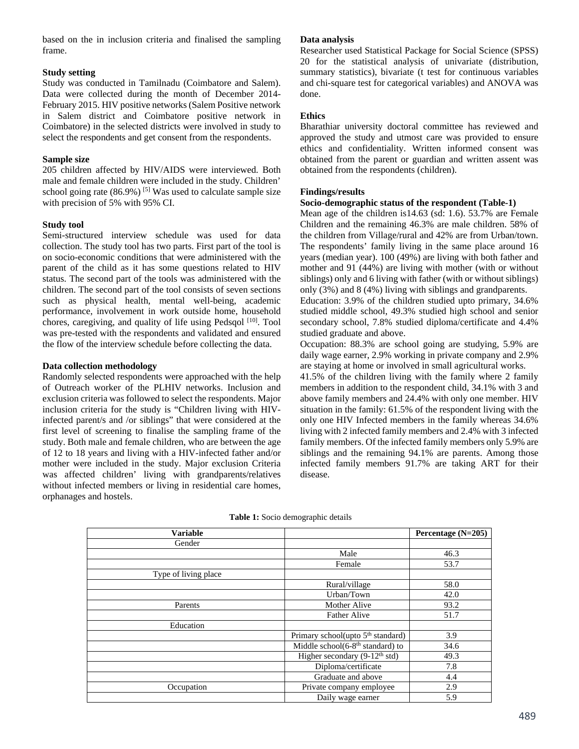based on the in inclusion criteria and finalised the sampling frame.

**Study setting**

Study was conducted in Tamilnadu (Coimbatore and Salem). Data were collected during the month of December 2014-February 2015. HIV positive networks (Salem Positive network in Salem district and Coimbatore positive network in Coimbatore) in the selected districts were involved in study to select the respondents and get consent from the respondents.

**Sample size**

205 children affected by HIV/AIDS were interviewed. Both male and female children were included in the study. Children' school going rate (86.9%) [5] Was used to calculate sample size with precision of 5% with 95% CI.

**Study tool**

Semi-structured interview schedule was used for data collection. The study tool has two parts. First part of the tool is on socio-economic conditions that were administered with the parent of the child as it has some questions related to HIV status. The second part of the tools was administered with the children. The second part of the tool consists of seven sections such as physical health, mental well-being, academic performance, involvement in work outside home, household chores, caregiving, and quality of life using Pedsqol [10]. Tool was pre-tested with the respondents and validated and ensured the flow of the interview schedule before collecting the data.

**Data collection methodology**

Randomly selected respondents were approached with the help of Outreach worker of the PLHIV networks. Inclusion and exclusion criteria was followed to select the respondents. Major inclusion criteria for the study is "Children living with HIV-infected parent/s and /or siblings" that were considered at the first level of screening to finalise the sampling frame of the study. Both male and female children, who are between the age of 12 to 18 years and living with a HIV-infected father and/or mother were included in the study. Major exclusion Criteria was affected children' living with grandparents/relatives without infected members or living in residential care homes, orphanages and hostels.

**Data analysis**

Researcher used Statistical Package for Social Science (SPSS) 20 for the statistical analysis of univariate (distribution, summary statistics), bivariate (t test for continuous variables and chi-square test for categorical variables) and ANOVA was done.

**Ethics**

Bharathiar university doctoral committee has reviewed and approved the study and utmost care was provided to ensure ethics and confidentiality. Written informed consent was obtained from the parent or guardian and written assent was obtained from the respondents (children).

**Findings/results**

**Socio-demographic status of the respondent (Table-1)**

Mean age of the children is14.63 (sd: 1.6). 53.7% are Female Children and the remaining 46.3% are male children. 58% of the children from Village/rural and 42% are from Urban/town. The respondents' family living in the same place around 16 years (median year). 100 (49%) are living with both father and mother and 91 (44%) are living with mother (with or without siblings) only and 6 living with father (with or without siblings) only (3%) and 8 (4%) living with siblings and grandparents.

Education: 3.9% of the children studied upto primary, 34.6% studied middle school, 49.3% studied high school and senior secondary school, 7.8% studied diploma/certificate and 4.4% studied graduate and above.

Occupation: 88.3% are school going are studying, 5.9% are daily wage earner, 2.9% working in private company and 2.9% are staying at home or involved in small agricultural works.

41.5% of the children living with the family where 2 family members in addition to the respondent child, 34.1% with 3 and above family members and 24.4% with only one member. HIV situation in the family: 61.5% of the respondent living with the only one HIV Infected members in the family whereas 34.6% living with 2 infected family members and 2.4% with 3 infected family members. Of the infected family members only 5.9% are siblings and the remaining 94.1% are parents. Among those infected family members 91.7% are taking ART for their disease.

**Table 1:** Socio demographic details

| Variable | | Percentage (N=205) |
|---|---|---|
| Gender | | |
| | Male | 46.3 |
| | Female | 53.7 |
| Type of living place | | |
| | Rural/village | 58.0 |
| | Urban/Town | 42.0 |
| Parents | Mother Alive | 93.2 |
| | Father Alive | 51.7 |
| Education | | |
| | Primary school(upto 5th standard) | 3.9 |
| | Middle school(6-8th standard) to | 34.6 |
| | Higher secondary (9-12th std) | 49.3 |
| | Diploma/certificate | 7.8 |
| | Graduate and above | 4.4 |
| Occupation | Private company employee | 2.9 |
| | Daily wage earner | 5.9 |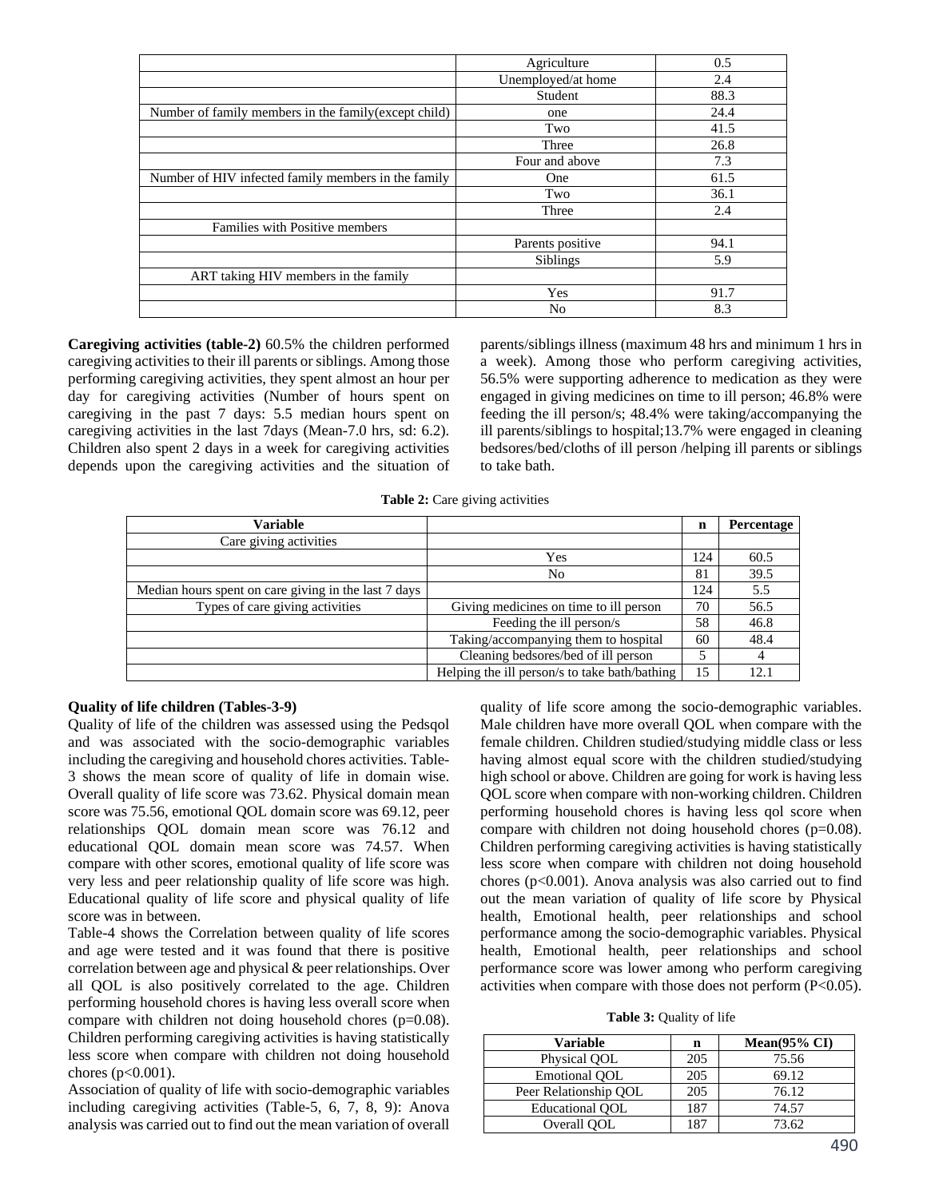| | Agriculture | 0.5 |
|---|---|---|
| | Unemployed/at home | 2.4 |
| | Student | 88.3 |
| Number of family members in the family(except child) | one | 24.4 |
| | Two | 41.5 |
| | Three | 26.8 |
| | Four and above | 7.3 |
| Number of HIV infected family members in the family | One | 61.5 |
| | Two | 36.1 |
| | Three | 2.4 |
| Families with Positive members | | |
| | Parents positive | 94.1 |
| | Siblings | 5.9 |
| ART taking HIV members in the family | | |
| | Yes | 91.7 |
| | No | 8.3 |

**Caregiving activities (table-2)** 60.5% the children performed caregiving activities to their ill parents or siblings. Among those performing caregiving activities, they spent almost an hour per day for caregiving activities (Number of hours spent on caregiving in the past 7 days: 5.5 median hours spent on caregiving activities in the last 7days (Mean-7.0 hrs, sd: 6.2). Children also spent 2 days in a week for caregiving activities depends upon the caregiving activities and the situation of parents/siblings illness (maximum 48 hrs and minimum 1 hrs in a week). Among those who perform caregiving activities, 56.5% were supporting adherence to medication as they were engaged in giving medicines on time to ill person; 46.8% were feeding the ill person/s; 48.4% were taking/accompanying the ill parents/siblings to hospital;13.7% were engaged in cleaning bedsores/bed/cloths of ill person /helping ill parents or siblings to take bath.

**Table 2:** Care giving activities

| Variable | | n | Percentage |
|---|---|---|---|
| Care giving activities | | | |
| | Yes | 124 | 60.5 |
| | No | 81 | 39.5 |
| Median hours spent on care giving in the last 7 days | | 124 | 5.5 |
| Types of care giving activities | Giving medicines on time to ill person | 70 | 56.5 |
| | Feeding the ill person/s | 58 | 46.8 |
| | Taking/accompanying them to hospital | 60 | 48.4 |
| | Cleaning bedsores/bed of ill person | 5 | 4 |
| | Helping the ill person/s to take bath/bathing | 15 | 12.1 |

**Quality of life children (Tables-3-9)**

Quality of life of the children was assessed using the Pedsqol and was associated with the socio-demographic variables including the caregiving and household chores activities. Table-3 shows the mean score of quality of life in domain wise. Overall quality of life score was 73.62. Physical domain mean score was 75.56, emotional QOL domain score was 69.12, peer relationships QOL domain mean score was 76.12 and educational QOL domain mean score was 74.57. When compare with other scores, emotional quality of life score was very less and peer relationship quality of life score was high. Educational quality of life score and physical quality of life score was in between.

Table-4 shows the Correlation between quality of life scores and age were tested and it was found that there is positive correlation between age and physical & peer relationships. Over all QOL is also positively correlated to the age. Children performing household chores is having less overall score when compare with children not doing household chores (p=0.08). Children performing caregiving activities is having statistically less score when compare with children not doing household chores (p<0.001).

Association of quality of life with socio-demographic variables including caregiving activities (Table-5, 6, 7, 8, 9): Anova analysis was carried out to find out the mean variation of overall quality of life score among the socio-demographic variables. Male children have more overall QOL when compare with the female children. Children studied/studying middle class or less having almost equal score with the children studied/studying high school or above. Children are going for work is having less QOL score when compare with non-working children. Children performing household chores is having less qol score when compare with children not doing household chores (p=0.08). Children performing caregiving activities is having statistically less score when compare with children not doing household chores (p<0.001). Anova analysis was also carried out to find out the mean variation of quality of life score by Physical health, Emotional health, peer relationships and school performance among the socio-demographic variables. Physical health, Emotional health, peer relationships and school performance score was lower among who perform caregiving activities when compare with those does not perform (P<0.05).

**Table 3:** Quality of life

| Variable | n | Mean(95% CI) |
|---|---|---|
| Physical QOL | 205 | 75.56 |
| Emotional QOL | 205 | 69.12 |
| Peer Relationship QOL | 205 | 76.12 |
| Educational QOL | 187 | 74.57 |
| Overall QOL | 187 | 73.62 |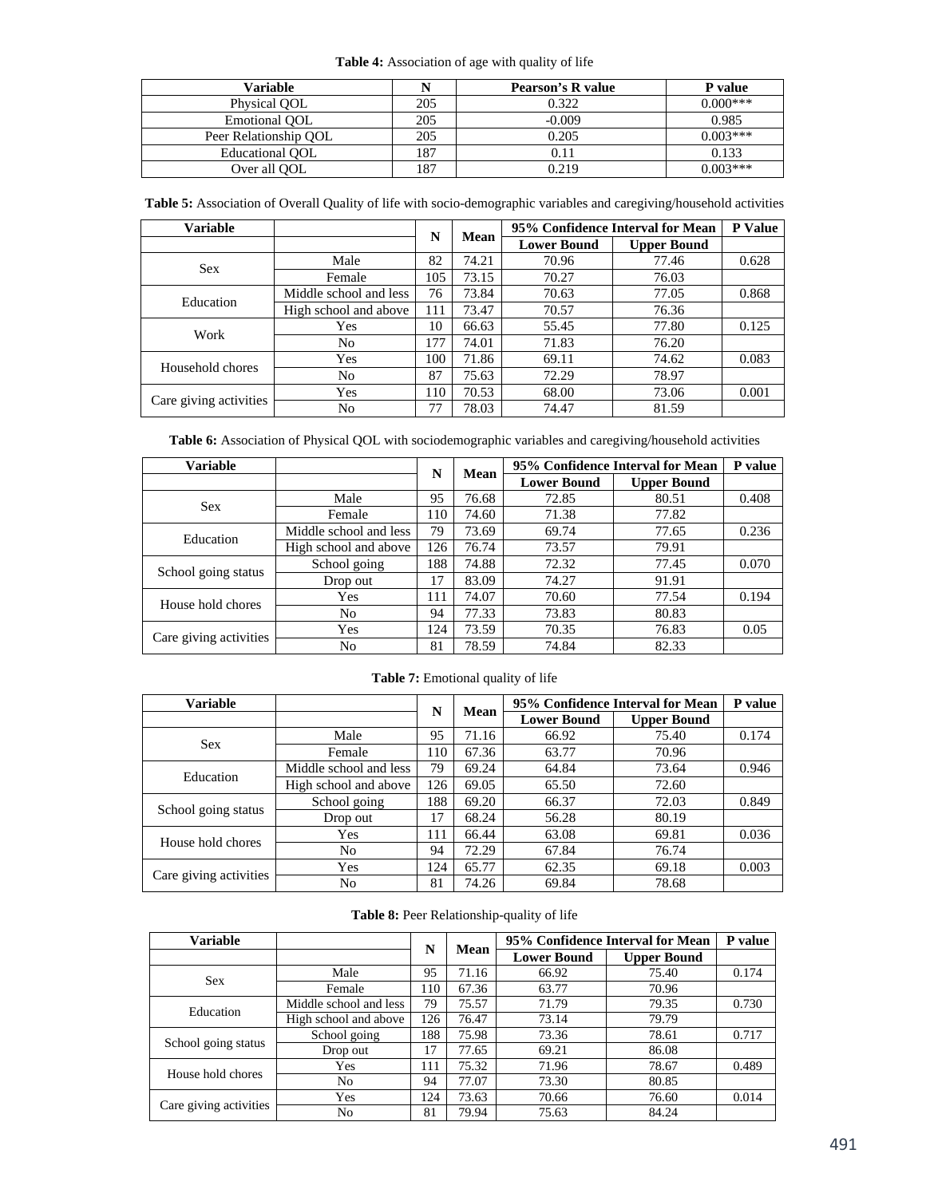**Table 4:** Association of age with quality of life

| Variable | N | Pearson's R value | P value |
|---|---|---|---|
| Physical QOL | 205 | 0.322 | 0.000*** |
| Emotional QOL | 205 | -0.009 | 0.985 |
| Peer Relationship QOL | 205 | 0.205 | 0.003*** |
| Educational QOL | 187 | 0.11 | 0.133 |
| Over all QOL | 187 | 0.219 | 0.003*** |

**Table 5:** Association of Overall Quality of life with socio-demographic variables and caregiving/household activities

| Variable | | N | Mean | 95% Confidence Interval for Mean | | P Value |
|---|---|---|---|---|---|---|
| | | | | Lower Bound | Upper Bound | |
| Sex | Male | 82 | 74.21 | 70.96 | 77.46 | 0.628 |
| | Female | 105 | 73.15 | 70.27 | 76.03 | |
| Education | Middle school and less | 76 | 73.84 | 70.63 | 77.05 | 0.868 |
| | High school and above | 111 | 73.47 | 70.57 | 76.36 | |
| Work | Yes | 10 | 66.63 | 55.45 | 77.80 | 0.125 |
| | No | 177 | 74.01 | 71.83 | 76.20 | |
| Household chores | Yes | 100 | 71.86 | 69.11 | 74.62 | 0.083 |
| | No | 87 | 75.63 | 72.29 | 78.97 | |
| Care giving activities | Yes | 110 | 70.53 | 68.00 | 73.06 | 0.001 |
| | No | 77 | 78.03 | 74.47 | 81.59 | |

**Table 6:** Association of Physical QOL with sociodemographic variables and caregiving/household activities

| Variable | | N | Mean | 95% Confidence Interval for Mean | | P value |
|---|---|---|---|---|---|---|
| | | | | Lower Bound | Upper Bound | |
| Sex | Male | 95 | 76.68 | 72.85 | 80.51 | 0.408 |
| | Female | 110 | 74.60 | 71.38 | 77.82 | |
| Education | Middle school and less | 79 | 73.69 | 69.74 | 77.65 | 0.236 |
| | High school and above | 126 | 76.74 | 73.57 | 79.91 | |
| School going status | School going | 188 | 74.88 | 72.32 | 77.45 | 0.070 |
| | Drop out | 17 | 83.09 | 74.27 | 91.91 | |
| House hold chores | Yes | 111 | 74.07 | 70.60 | 77.54 | 0.194 |
| | No | 94 | 77.33 | 73.83 | 80.83 | |
| Care giving activities | Yes | 124 | 73.59 | 70.35 | 76.83 | 0.05 |
| | No | 81 | 78.59 | 74.84 | 82.33 | |

**Table 7:** Emotional quality of life

| Variable | | N | Mean | 95% Confidence Interval for Mean | | P value |
|---|---|---|---|---|---|---|
| | | | | Lower Bound | Upper Bound | |
| Sex | Male | 95 | 71.16 | 66.92 | 75.40 | 0.174 |
| | Female | 110 | 67.36 | 63.77 | 70.96 | |
| Education | Middle school and less | 79 | 69.24 | 64.84 | 73.64 | 0.946 |
| | High school and above | 126 | 69.05 | 65.50 | 72.60 | |
| School going status | School going | 188 | 69.20 | 66.37 | 72.03 | 0.849 |
| | Drop out | 17 | 68.24 | 56.28 | 80.19 | |
| House hold chores | Yes | 111 | 66.44 | 63.08 | 69.81 | 0.036 |
| | No | 94 | 72.29 | 67.84 | 76.74 | |
| Care giving activities | Yes | 124 | 65.77 | 62.35 | 69.18 | 0.003 |
| | No | 81 | 74.26 | 69.84 | 78.68 | |

**Table 8:** Peer Relationship-quality of life

| Variable | | N | Mean | 95% Confidence Interval for Mean | | P value |
|---|---|---|---|---|---|---|
| | | | | Lower Bound | Upper Bound | |
| Sex | Male | 95 | 71.16 | 66.92 | 75.40 | 0.174 |
| | Female | 110 | 67.36 | 63.77 | 70.96 | |
| Education | Middle school and less | 79 | 75.57 | 71.79 | 79.35 | 0.730 |
| | High school and above | 126 | 76.47 | 73.14 | 79.79 | |
| School going status | School going | 188 | 75.98 | 73.36 | 78.61 | 0.717 |
| | Drop out | 17 | 77.65 | 69.21 | 86.08 | |
| House hold chores | Yes | 111 | 75.32 | 71.96 | 78.67 | 0.489 |
| | No | 94 | 77.07 | 73.30 | 80.85 | |
| Care giving activities | Yes | 124 | 73.63 | 70.66 | 76.60 | 0.014 |
| | No | 81 | 79.94 | 75.63 | 84.24 | |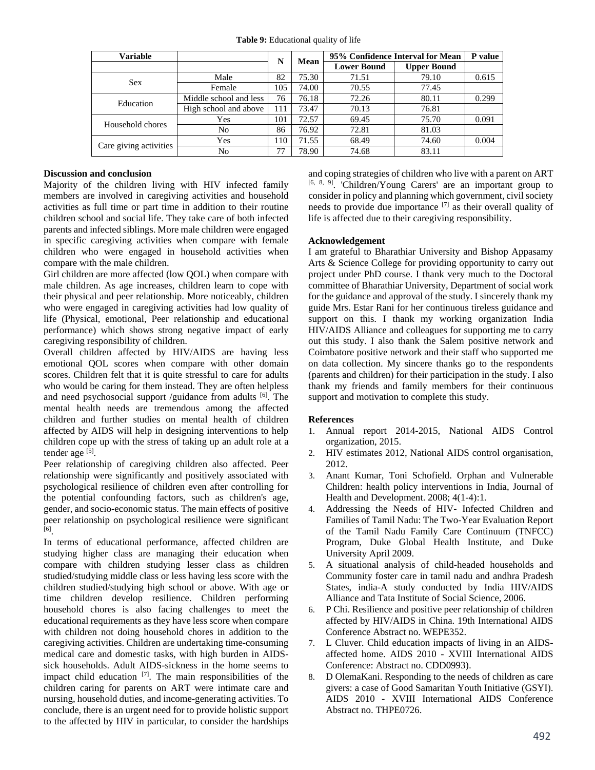**Table 9:** Educational quality of life

| Variable | | N | Mean | 95% Confidence Interval for Mean | | P value |
|---|---|---|---|---|---|---|
| | | | | Lower Bound | Upper Bound | |
| Sex | Male | 82 | 75.30 | 71.51 | 79.10 | 0.615 |
| | Female | 105 | 74.00 | 70.55 | 77.45 | |
| Education | Middle school and less | 76 | 76.18 | 72.26 | 80.11 | 0.299 |
| | High school and above | 111 | 73.47 | 70.13 | 76.81 | |
| Household chores | Yes | 101 | 72.57 | 69.45 | 75.70 | 0.091 |
| | No | 86 | 76.92 | 72.81 | 81.03 | |
| Care giving activities | Yes | 110 | 71.55 | 68.49 | 74.60 | 0.004 |
| | No | 77 | 78.90 | 74.68 | 83.11 | |

**Discussion and conclusion**

Majority of the children living with HIV infected family members are involved in caregiving activities and household activities as full time or part time in addition to their routine children school and social life. They take care of both infected parents and infected siblings. More male children were engaged in specific caregiving activities when compare with female children who were engaged in household activities when compare with the male children.

Girl children are more affected (low QOL) when compare with male children. As age increases, children learn to cope with their physical and peer relationship. More noticeably, children who were engaged in caregiving activities had low quality of life (Physical, emotional, Peer relationship and educational performance) which shows strong negative impact of early caregiving responsibility of children.

Overall children affected by HIV/AIDS are having less emotional QOL scores when compare with other domain scores. Children felt that it is quite stressful to care for adults who would be caring for them instead. They are often helpless and need psychosocial support /guidance from adults [6]. The mental health needs are tremendous among the affected children and further studies on mental health of children affected by AIDS will help in designing interventions to help children cope up with the stress of taking up an adult role at a tender age [5].

Peer relationship of caregiving children also affected. Peer relationship were significantly and positively associated with psychological resilience of children even after controlling for the potential confounding factors, such as children's age, gender, and socio-economic status. The main effects of positive peer relationship on psychological resilience were significant [6].

In terms of educational performance, affected children are studying higher class are managing their education when compare with children studying lesser class as children studied/studying middle class or less having less score with the children studied/studying high school or above. With age or time children develop resilience. Children performing household chores is also facing challenges to meet the educational requirements as they have less score when compare with children not doing household chores in addition to the caregiving activities. Children are undertaking time-consuming medical care and domestic tasks, with high burden in AIDS-sick households. Adult AIDS-sickness in the home seems to impact child education [7]. The main responsibilities of the children caring for parents on ART were intimate care and nursing, household duties, and income-generating activities. To conclude, there is an urgent need for to provide holistic support to the affected by HIV in particular, to consider the hardships and coping strategies of children who live with a parent on ART [6, 8, 9]. 'Children/Young Carers' are an important group to consider in policy and planning which government, civil society needs to provide due importance [7] as their overall quality of life is affected due to their caregiving responsibility.

**Acknowledgement**

I am grateful to Bharathiar University and Bishop Appasamy Arts & Science College for providing opportunity to carry out project under PhD course. I thank very much to the Doctoral committee of Bharathiar University, Department of social work for the guidance and approval of the study. I sincerely thank my guide Mrs. Estar Rani for her continuous tireless guidance and support on this. I thank my working organization India HIV/AIDS Alliance and colleagues for supporting me to carry out this study. I also thank the Salem positive network and Coimbatore positive network and their staff who supported me on data collection. My sincere thanks go to the respondents (parents and children) for their participation in the study. I also thank my friends and family members for their continuous support and motivation to complete this study.

**References**

1. Annual report 2014-2015, National AIDS Control organization, 2015.
2. HIV estimates 2012, National AIDS control organisation, 2012.
3. Anant Kumar, Toni Schofield. Orphan and Vulnerable Children: health policy interventions in India, Journal of Health and Development. 2008; 4(1-4):1.
4. Addressing the Needs of HIV- Infected Children and Families of Tamil Nadu: The Two-Year Evaluation Report of the Tamil Nadu Family Care Continuum (TNFCC) Program, Duke Global Health Institute, and Duke University April 2009.
5. A situational analysis of child-headed households and Community foster care in tamil nadu and andhra Pradesh States, india-A study conducted by India HIV/AIDS Alliance and Tata Institute of Social Science, 2006.
6. P Chi. Resilience and positive peer relationship of children affected by HIV/AIDS in China. 19th International AIDS Conference Abstract no. WEPE352.
7. L Cluver. Child education impacts of living in an AIDS-affected home. AIDS 2010 - XVIII International AIDS Conference: Abstract no. CDD0993).
8. D OlemaKani. Responding to the needs of children as care givers: a case of Good Samaritan Youth Initiative (GSYI). AIDS 2010 - XVIII International AIDS Conference Abstract no. THPE0726.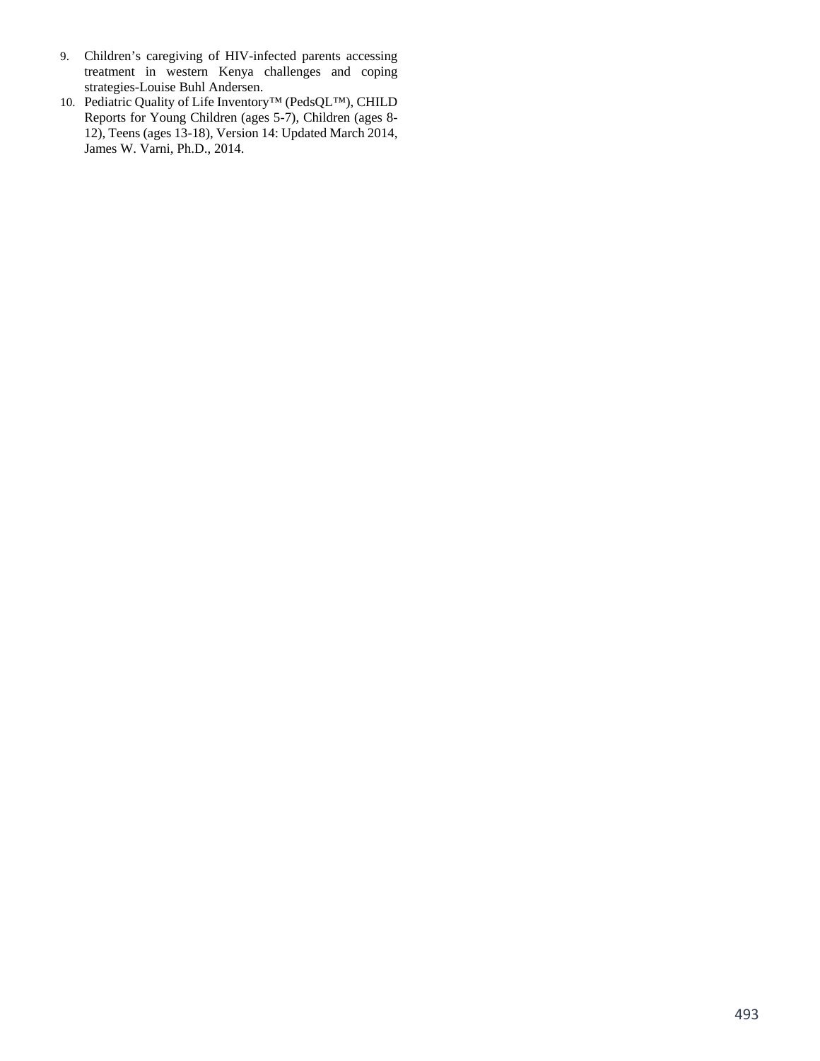9. Children's caregiving of HIV-infected parents accessing treatment in western Kenya challenges and coping strategies-Louise Buhl Andersen.
10. Pediatric Quality of Life Inventory™ (PedsQL™), CHILD Reports for Young Children (ages 5-7), Children (ages 8-12), Teens (ages 13-18), Version 14: Updated March 2014, James W. Varni, Ph.D., 2014.